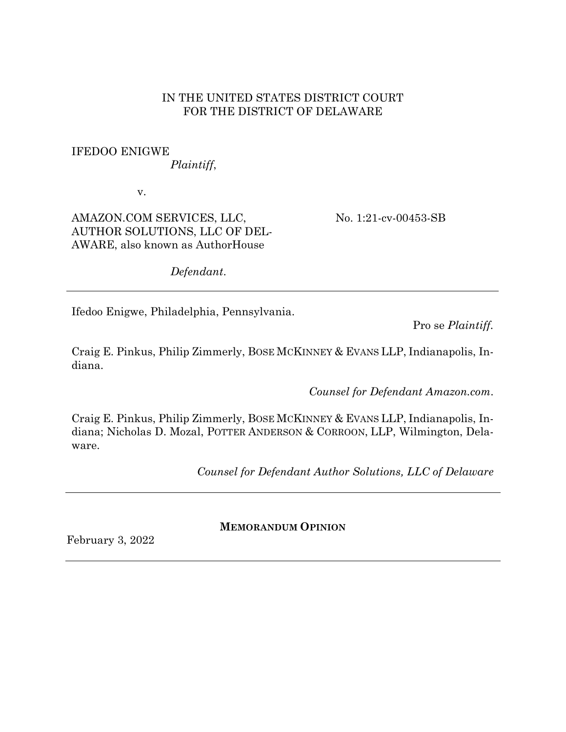IN THE UNITED STATES DISTRICT COURT
FOR THE DISTRICT OF DELAWARE

IFEDOO ENIGWE
*Plaintiff*,

v.

AMAZON.COM SERVICES, LLC, AUTHOR SOLUTIONS, LLC OF DELAWARE, also known as AuthorHouse

*Defendant*.

No. 1:21-cv-00453-SB

---

Ifedoo Enigwe, Philadelphia, Pennsylvania.

Pro se *Plaintiff*.

Craig E. Pinkus, Philip Zimmerly, BOSE MCKINNEY & EVANS LLP, Indianapolis, Indiana.

*Counsel for Defendant Amazon.com*.

Craig E. Pinkus, Philip Zimmerly, BOSE MCKINNEY & EVANS LLP, Indianapolis, Indiana; Nicholas D. Mozal, POTTER ANDERSON & CORROON, LLP, Wilmington, Delaware.

*Counsel for Defendant Author Solutions, LLC of Delaware*

---

**MEMORANDUM OPINION**

February 3, 2022

---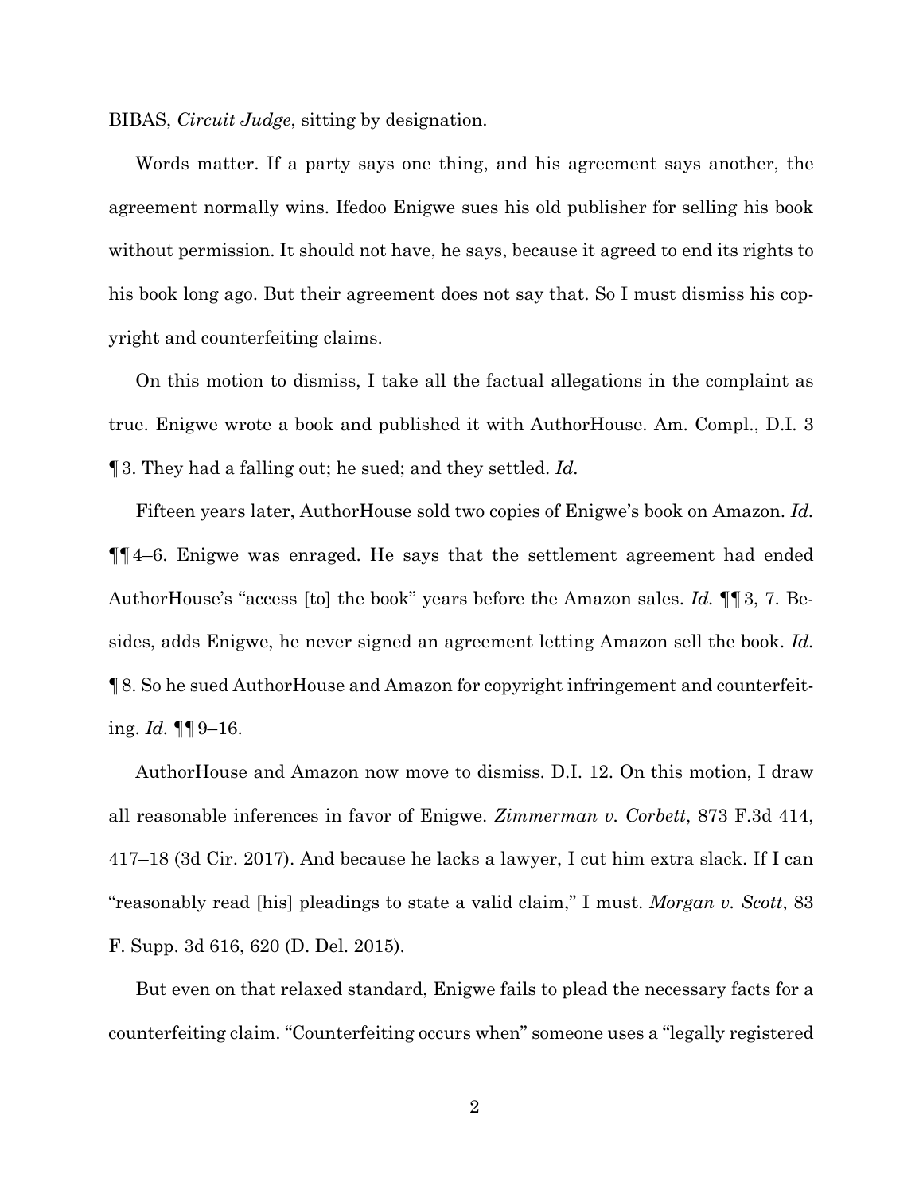BIBAS, *Circuit Judge*, sitting by designation.

Words matter. If a party says one thing, and his agreement says another, the agreement normally wins. Ifedoo Enigwe sues his old publisher for selling his book without permission. It should not have, he says, because it agreed to end its rights to his book long ago. But their agreement does not say that. So I must dismiss his copyright and counterfeiting claims.

On this motion to dismiss, I take all the factual allegations in the complaint as true. Enigwe wrote a book and published it with AuthorHouse. Am. Compl., D.I. 3 ¶ 3. They had a falling out; he sued; and they settled. *Id.*

Fifteen years later, AuthorHouse sold two copies of Enigwe's book on Amazon. *Id.* ¶¶ 4–6. Enigwe was enraged. He says that the settlement agreement had ended AuthorHouse's "access [to] the book" years before the Amazon sales. *Id.* ¶¶ 3, 7. Besides, adds Enigwe, he never signed an agreement letting Amazon sell the book. *Id.* ¶ 8. So he sued AuthorHouse and Amazon for copyright infringement and counterfeiting. *Id.* ¶¶ 9–16.

AuthorHouse and Amazon now move to dismiss. D.I. 12. On this motion, I draw all reasonable inferences in favor of Enigwe. *Zimmerman v. Corbett*, 873 F.3d 414, 417–18 (3d Cir. 2017). And because he lacks a lawyer, I cut him extra slack. If I can "reasonably read [his] pleadings to state a valid claim," I must. *Morgan v. Scott*, 83 F. Supp. 3d 616, 620 (D. Del. 2015).

But even on that relaxed standard, Enigwe fails to plead the necessary facts for a counterfeiting claim. "Counterfeiting occurs when" someone uses a "legally registered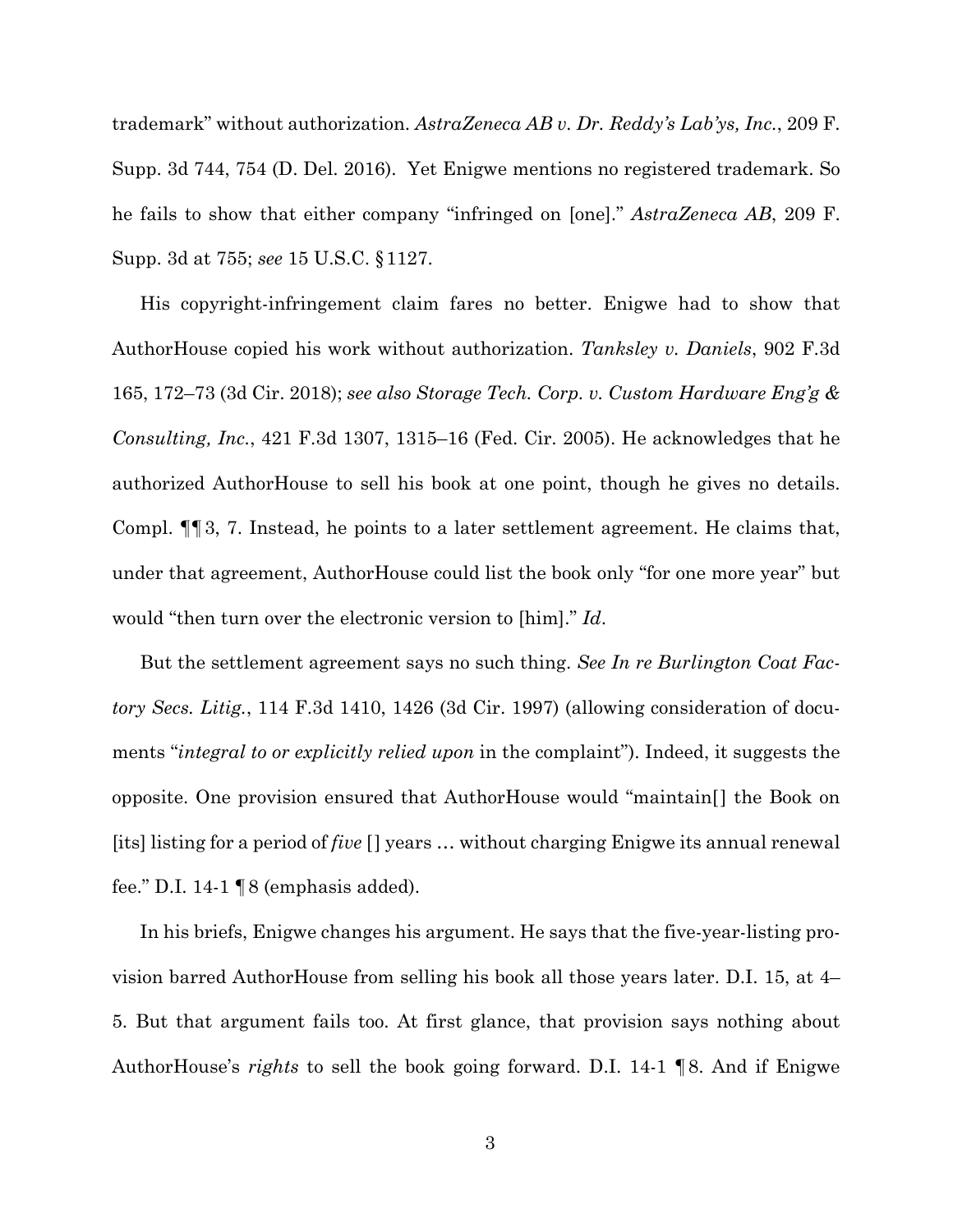trademark" without authorization. *AstraZeneca AB v. Dr. Reddy's Lab'ys, Inc.*, 209 F. Supp. 3d 744, 754 (D. Del. 2016). Yet Enigwe mentions no registered trademark. So he fails to show that either company "infringed on [one]." *AstraZeneca AB*, 209 F. Supp. 3d at 755; *see* 15 U.S.C. § 1127.

His copyright-infringement claim fares no better. Enigwe had to show that AuthorHouse copied his work without authorization. *Tanksley v. Daniels*, 902 F.3d 165, 172–73 (3d Cir. 2018); *see also Storage Tech. Corp. v. Custom Hardware Eng'g & Consulting, Inc.*, 421 F.3d 1307, 1315–16 (Fed. Cir. 2005). He acknowledges that he authorized AuthorHouse to sell his book at one point, though he gives no details. Compl. ¶¶ 3, 7. Instead, he points to a later settlement agreement. He claims that, under that agreement, AuthorHouse could list the book only "for one more year" but would "then turn over the electronic version to [him]." *Id*.

But the settlement agreement says no such thing. *See In re Burlington Coat Factory Secs. Litig.*, 114 F.3d 1410, 1426 (3d Cir. 1997) (allowing consideration of documents "*integral to or explicitly relied upon* in the complaint"). Indeed, it suggests the opposite. One provision ensured that AuthorHouse would "maintain[] the Book on [its] listing for a period of *five* [] years … without charging Enigwe its annual renewal fee." D.I. 14-1 ¶ 8 (emphasis added).

In his briefs, Enigwe changes his argument. He says that the five-year-listing provision barred AuthorHouse from selling his book all those years later. D.I. 15, at 4–5. But that argument fails too. At first glance, that provision says nothing about AuthorHouse's *rights* to sell the book going forward. D.I. 14-1 ¶ 8. And if Enigwe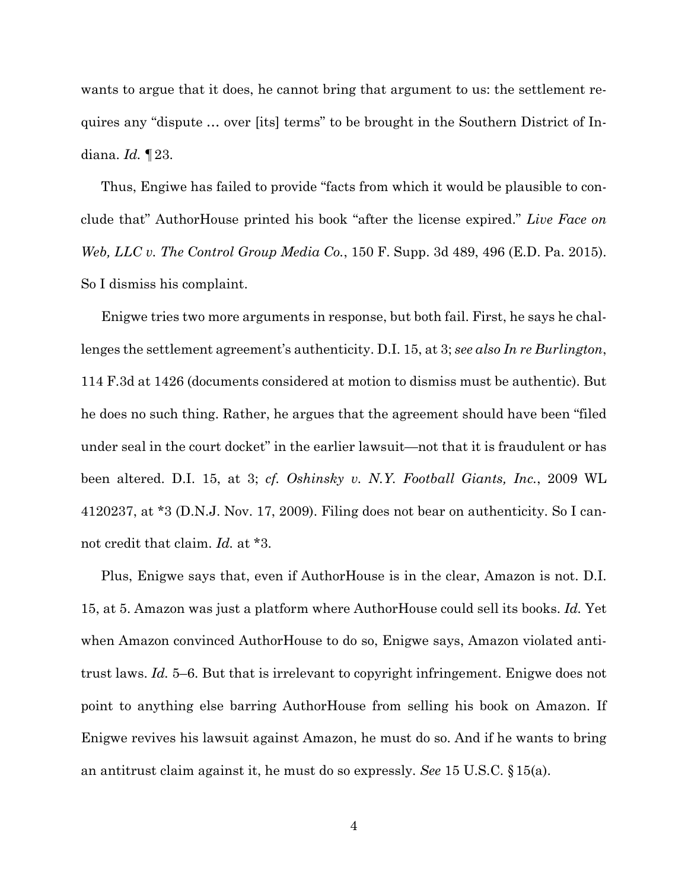wants to argue that it does, he cannot bring that argument to us: the settlement requires any "dispute … over [its] terms" to be brought in the Southern District of Indiana. *Id.* ¶ 23.

Thus, Engiwe has failed to provide "facts from which it would be plausible to conclude that" AuthorHouse printed his book "after the license expired." *Live Face on Web, LLC v. The Control Group Media Co.*, 150 F. Supp. 3d 489, 496 (E.D. Pa. 2015). So I dismiss his complaint.

Enigwe tries two more arguments in response, but both fail. First, he says he challenges the settlement agreement's authenticity. D.I. 15, at 3; *see also In re Burlington*, 114 F.3d at 1426 (documents considered at motion to dismiss must be authentic). But he does no such thing. Rather, he argues that the agreement should have been "filed under seal in the court docket" in the earlier lawsuit—not that it is fraudulent or has been altered. D.I. 15, at 3; *cf. Oshinsky v. N.Y. Football Giants, Inc.*, 2009 WL 4120237, at *3 (D.N.J. Nov. 17, 2009). Filing does not bear on authenticity. So I cannot credit that claim. *Id.* at *3.

Plus, Enigwe says that, even if AuthorHouse is in the clear, Amazon is not. D.I. 15, at 5. Amazon was just a platform where AuthorHouse could sell its books. *Id.* Yet when Amazon convinced AuthorHouse to do so, Enigwe says, Amazon violated antitrust laws. *Id.* 5–6. But that is irrelevant to copyright infringement. Enigwe does not point to anything else barring AuthorHouse from selling his book on Amazon. If Enigwe revives his lawsuit against Amazon, he must do so. And if he wants to bring an antitrust claim against it, he must do so expressly. *See* 15 U.S.C. § 15(a).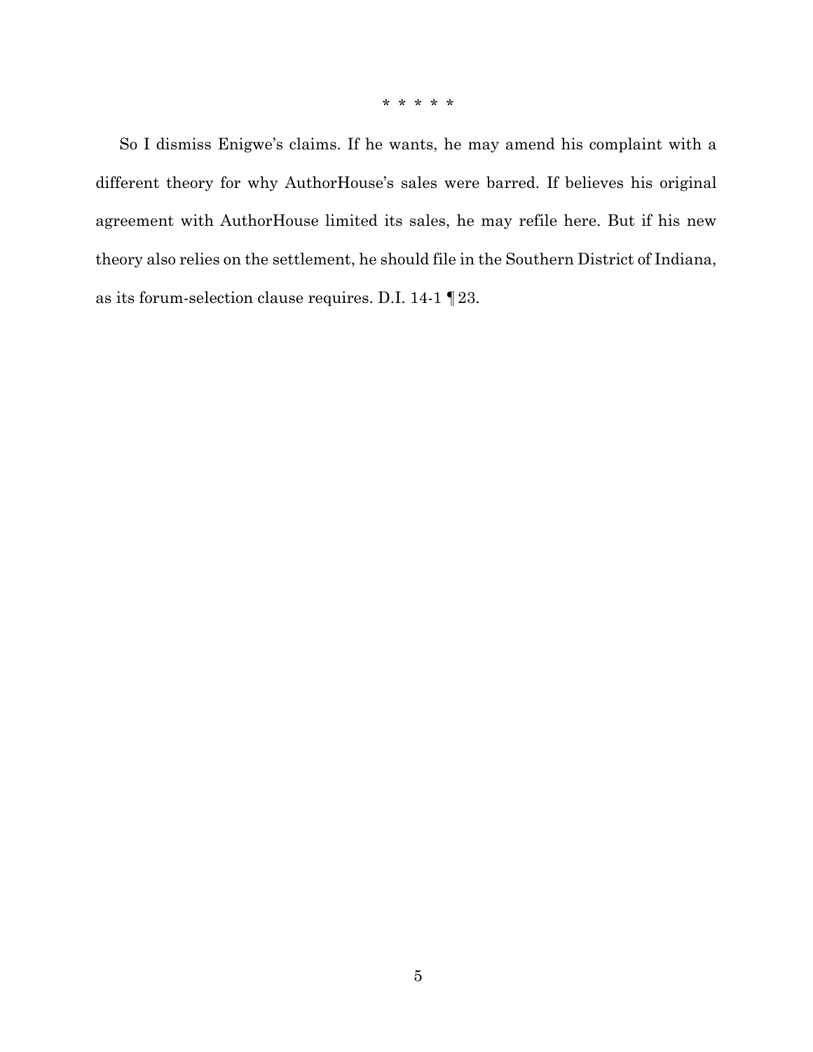\* \* \* \* \*

So I dismiss Enigwe's claims. If he wants, he may amend his complaint with a different theory for why AuthorHouse's sales were barred. If believes his original agreement with AuthorHouse limited its sales, he may refile here. But if his new theory also relies on the settlement, he should file in the Southern District of Indiana, as its forum-selection clause requires. D.I. 14-1 ¶ 23.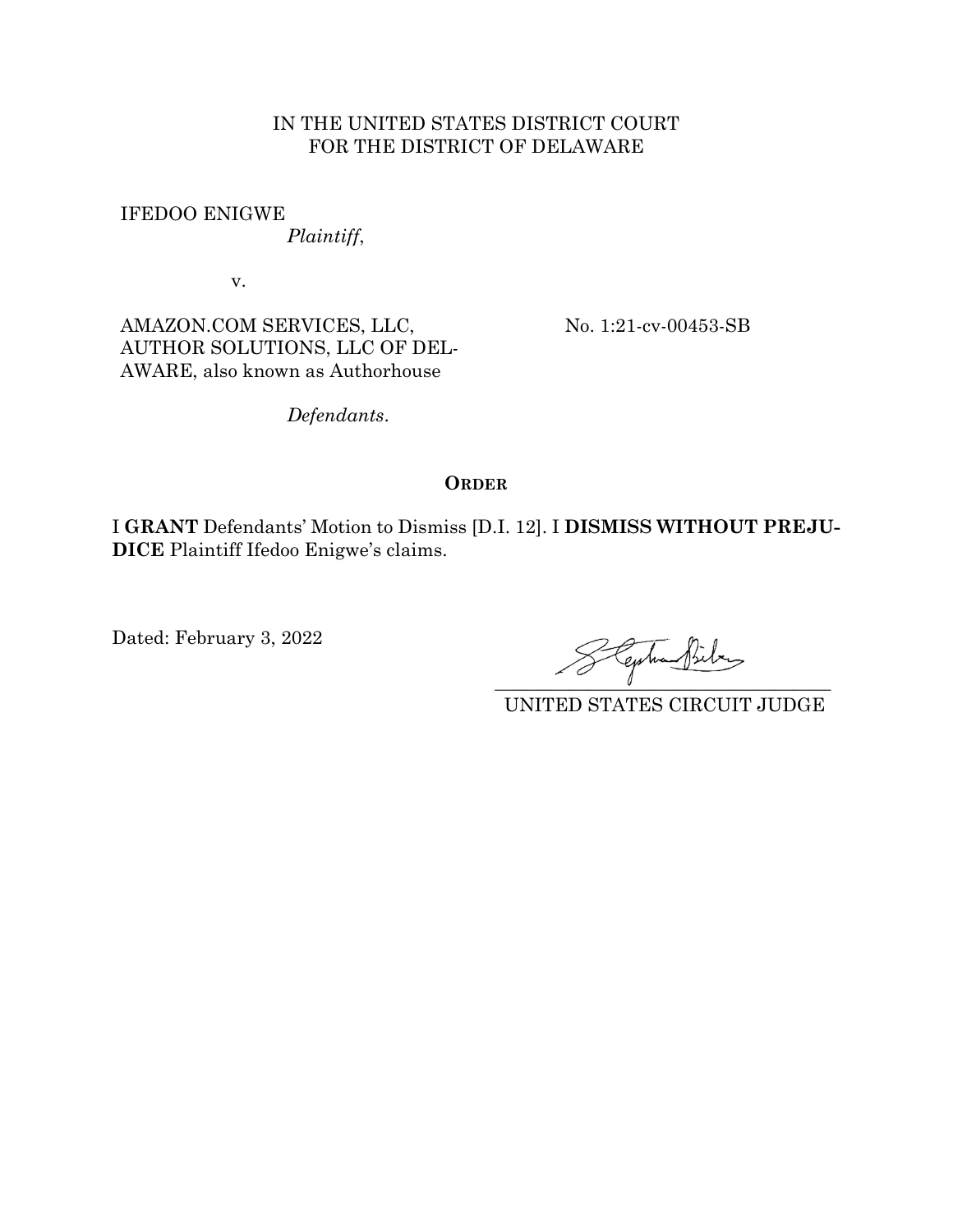IN THE UNITED STATES DISTRICT COURT
FOR THE DISTRICT OF DELAWARE

IFEDOO ENIGWE
*Plaintiff*,

v.

AMAZON.COM SERVICES, LLC, AUTHOR SOLUTIONS, LLC OF DELAWARE, also known as Authorhouse

*Defendants*.

No. 1:21-cv-00453-SB

**ORDER**

I **GRANT** Defendants' Motion to Dismiss [D.I. 12]. I **DISMISS WITHOUT PREJUDICE** Plaintiff Ifedoo Enigwe's claims.

Dated: February 3, 2022

UNITED STATES CIRCUIT JUDGE